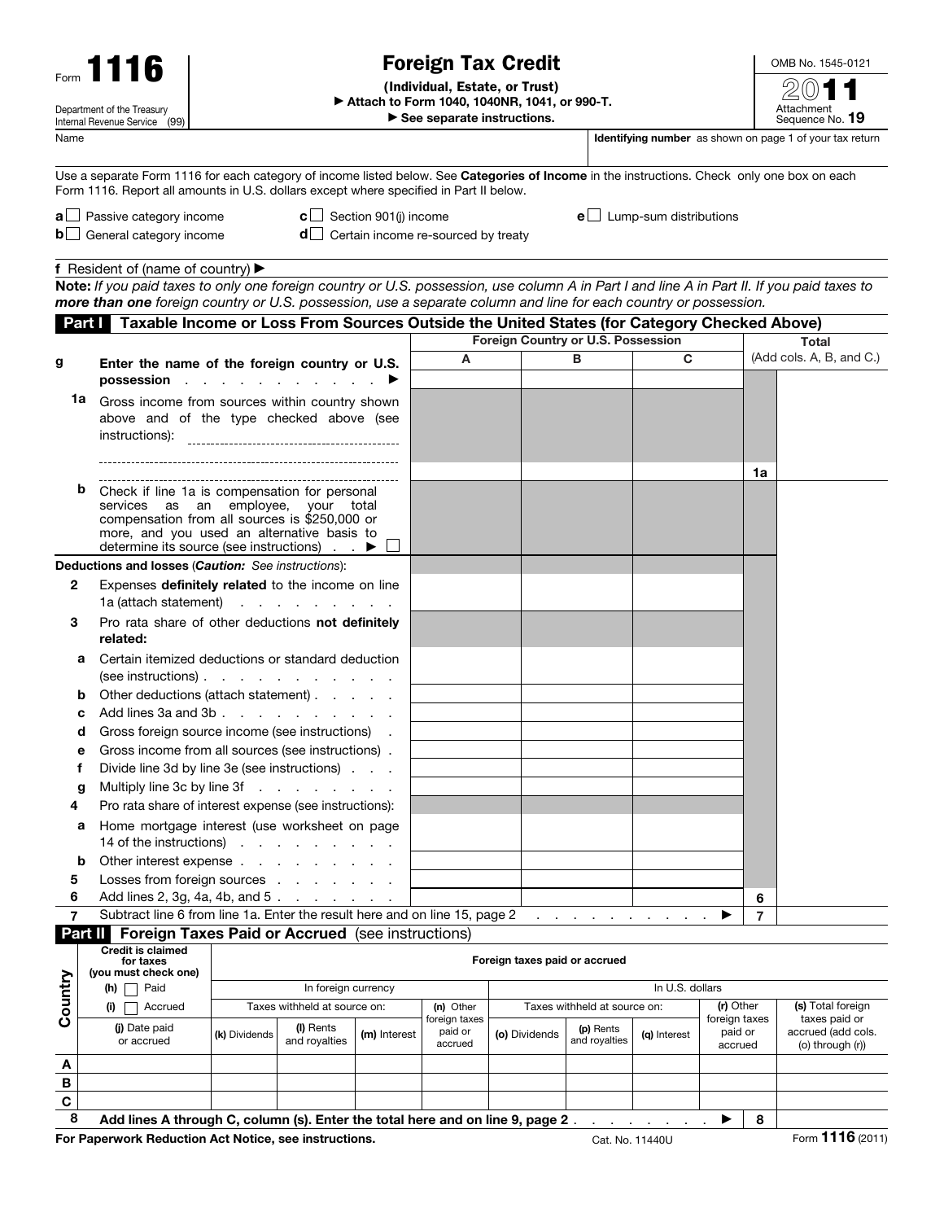Form **1116**

Department of the Treasury
Internal Revenue Service (99)

# Foreign Tax Credit

**(Individual, Estate, or Trust)**

▶ **Attach to Form 1040, 1040NR, 1041, or 990-T.**

▶ **See separate instructions.**

OMB No. 1545-0121

**2011**

Attachment Sequence No. **19**

Name

**Identifying number** as shown on page 1 of your tax return

Use a separate Form 1116 for each category of income listed below. See **Categories of Income** in the instructions. Check only one box on each Form 1116. Report all amounts in U.S. dollars except where specified in Part II below.

**a** ☐ Passive category income
**b** ☐ General category income
**c** ☐ Section 901(j) income
**d** ☐ Certain income re-sourced by treaty
**e** ☐ Lump-sum distributions

**f** Resident of (name of country) ▶

**Note:** *If you paid taxes to only one foreign country or U.S. possession, use column A in Part I and line A in Part II. If you paid taxes to **more than one** foreign country or U.S. possession, use a separate column and line for each country or possession.*

## Part I Taxable Income or Loss From Sources Outside the United States (for Category Checked Above)

| | | Foreign Country or U.S. Possession | | | | Total |
|---|---|---|---|---|---|---|
| | | A | B | C | | (Add cols. A, B, and C.) |
| **g** | **Enter the name of the foreign country or U.S. possession** ▶ | | | | | |
| **1a** | Gross income from sources within country shown above and of the type checked above (see instructions): | | | | **1a** | |
| **b** | Check if line 1a is compensation for personal services as an employee, your total compensation from all sources is $250,000 or more, and you used an alternative basis to determine its source (see instructions) ▶ ☐ | | | | | |
| | **Deductions and losses** (*Caution: See instructions*): | | | | | |
| **2** | Expenses **definitely related** to the income on line 1a (attach statement) | | | | | |
| **3** | Pro rata share of other deductions **not definitely related:** | | | | | |
| **a** | Certain itemized deductions or standard deduction (see instructions) | | | | | |
| **b** | Other deductions (attach statement) | | | | | |
| **c** | Add lines 3a and 3b | | | | | |
| **d** | Gross foreign source income (see instructions) | | | | | |
| **e** | Gross income from all sources (see instructions) | | | | | |
| **f** | Divide line 3d by line 3e (see instructions) | | | | | |
| **g** | Multiply line 3c by line 3f | | | | | |
| **4** | Pro rata share of interest expense (see instructions): | | | | | |
| **a** | Home mortgage interest (use worksheet on page 14 of the instructions) | | | | | |
| **b** | Other interest expense | | | | | |
| **5** | Losses from foreign sources | | | | | |
| **6** | Add lines 2, 3g, 4a, 4b, and 5 | | | | **6** | |
| **7** | Subtract line 6 from line 1a. Enter the result here and on line 15, page 2 ▶ | | | | **7** | |

## Part II Foreign Taxes Paid or Accrued (see instructions)

| Country | Credit is claimed for taxes (you must check one) (h) ☐ Paid (i) ☐ Accrued | Foreign taxes paid or accrued | | | | | | | | |
|---|---|---|---|---|---|---|---|---|---|---|
| | | In foreign currency | | | | In U.S. dollars | | | | |
| | | Taxes withheld at source on: | | | (n) Other foreign taxes paid or accrued | Taxes withheld at source on: | | | (r) Other foreign taxes paid or accrued | (s) Total foreign taxes paid or accrued (add cols. (o) through (r)) |
| | (j) Date paid or accrued | (k) Dividends | (l) Rents and royalties | (m) Interest | | (o) Dividends | (p) Rents and royalties | (q) Interest | | |
| **A** | | | | | | | | | | |
| **B** | | | | | | | | | | |
| **C** | | | | | | | | | | |

**8** **Add lines A through C, column (s). Enter the total here and on line 9, page 2** ▶ **8**

**For Paperwork Reduction Act Notice, see instructions.** Cat. No. 11440U Form **1116** (2011)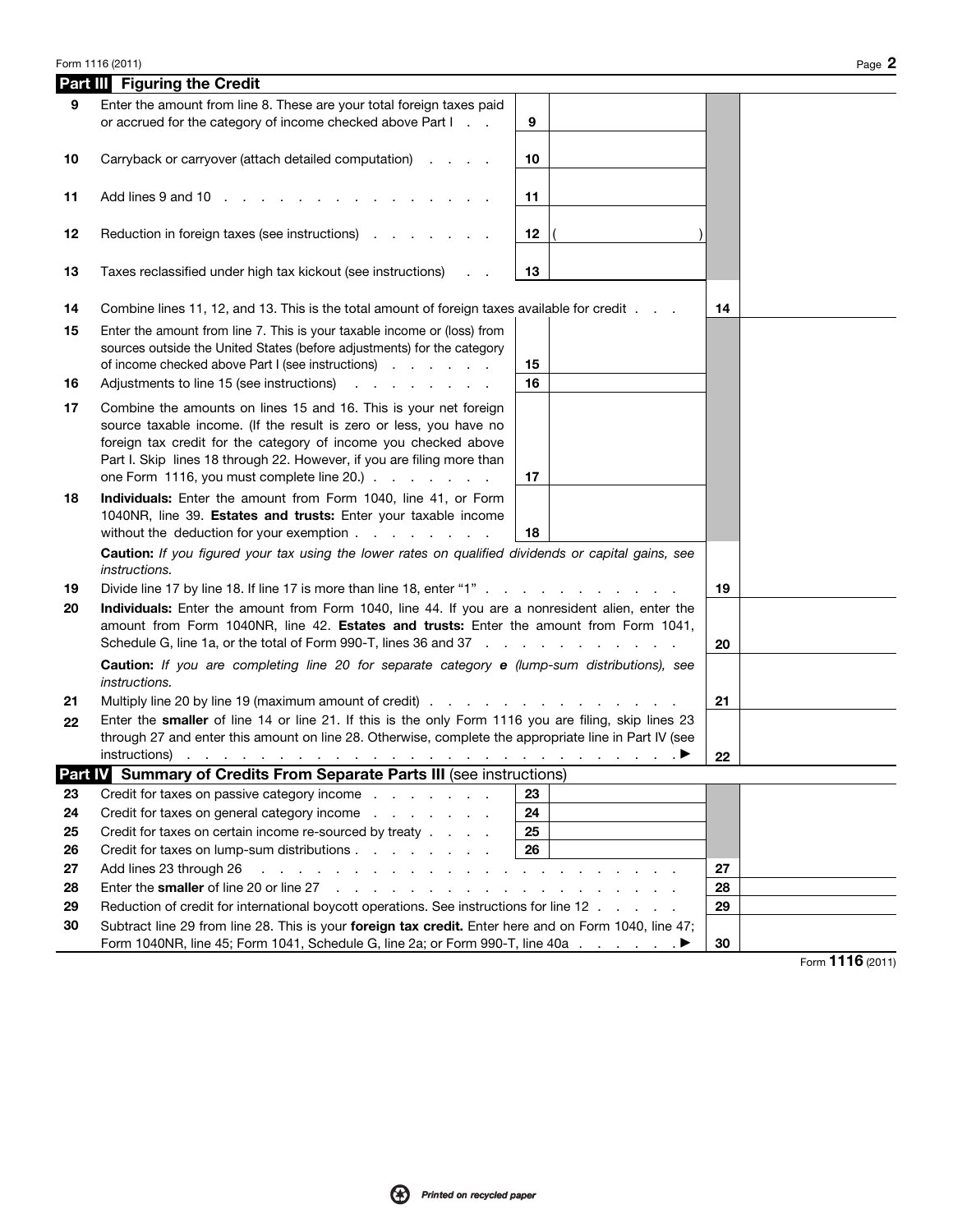## Part III Figuring the Credit

| | | | | | |
|---|---|---|---|---|---|
| 9 | Enter the amount from line 8. These are your total foreign taxes paid or accrued for the category of income checked above Part I | 9 | | | |
| 10 | Carryback or carryover (attach detailed computation) | 10 | | | |
| 11 | Add lines 9 and 10 | 11 | | | |
| 12 | Reduction in foreign taxes (see instructions) | 12 | ( ) | | |
| 13 | Taxes reclassified under high tax kickout (see instructions) | 13 | | | |
| 14 | Combine lines 11, 12, and 13. This is the total amount of foreign taxes available for credit | | | 14 | |
| 15 | Enter the amount from line 7. This is your taxable income or (loss) from sources outside the United States (before adjustments) for the category of income checked above Part I (see instructions) | 15 | | | |
| 16 | Adjustments to line 15 (see instructions) | 16 | | | |
| 17 | Combine the amounts on lines 15 and 16. This is your net foreign source taxable income. (If the result is zero or less, you have no foreign tax credit for the category of income you checked above Part I. Skip lines 18 through 22. However, if you are filing more than one Form 1116, you must complete line 20.) | 17 | | | |
| 18 | **Individuals:** Enter the amount from Form 1040, line 41, or Form 1040NR, line 39. **Estates and trusts:** Enter your taxable income without the deduction for your exemption | 18 | | | |
| | **Caution:** *If you figured your tax using the lower rates on qualified dividends or capital gains, see instructions.* | | | | |
| 19 | Divide line 17 by line 18. If line 17 is more than line 18, enter "1" | | | 19 | |
| 20 | **Individuals:** Enter the amount from Form 1040, line 44. If you are a nonresident alien, enter the amount from Form 1040NR, line 42. **Estates and trusts:** Enter the amount from Form 1041, Schedule G, line 1a, or the total of Form 990-T, lines 36 and 37 | | | 20 | |
| | **Caution:** *If you are completing line 20 for separate category **e** (lump-sum distributions), see instructions.* | | | | |
| 21 | Multiply line 20 by line 19 (maximum amount of credit) | | | 21 | |
| 22 | Enter the **smaller** of line 14 or line 21. If this is the only Form 1116 you are filing, skip lines 23 through 27 and enter this amount on line 28. Otherwise, complete the appropriate line in Part IV (see instructions) ▶ | | | 22 | |

## Part IV Summary of Credits From Separate Parts III (see instructions)

| | | | | | |
|---|---|---|---|---|---|
| 23 | Credit for taxes on passive category income | 23 | | | |
| 24 | Credit for taxes on general category income | 24 | | | |
| 25 | Credit for taxes on certain income re-sourced by treaty | 25 | | | |
| 26 | Credit for taxes on lump-sum distributions | 26 | | | |
| 27 | Add lines 23 through 26 | | | 27 | |
| 28 | Enter the **smaller** of line 20 or line 27 | | | 28 | |
| 29 | Reduction of credit for international boycott operations. See instructions for line 12 | | | 29 | |
| 30 | Subtract line 29 from line 28. This is your **foreign tax credit.** Enter here and on Form 1040, line 47; Form 1040NR, line 45; Form 1041, Schedule G, line 2a; or Form 990-T, line 40a ▶ | | | 30 | |

Form **1116** (2011)

Printed on recycled paper